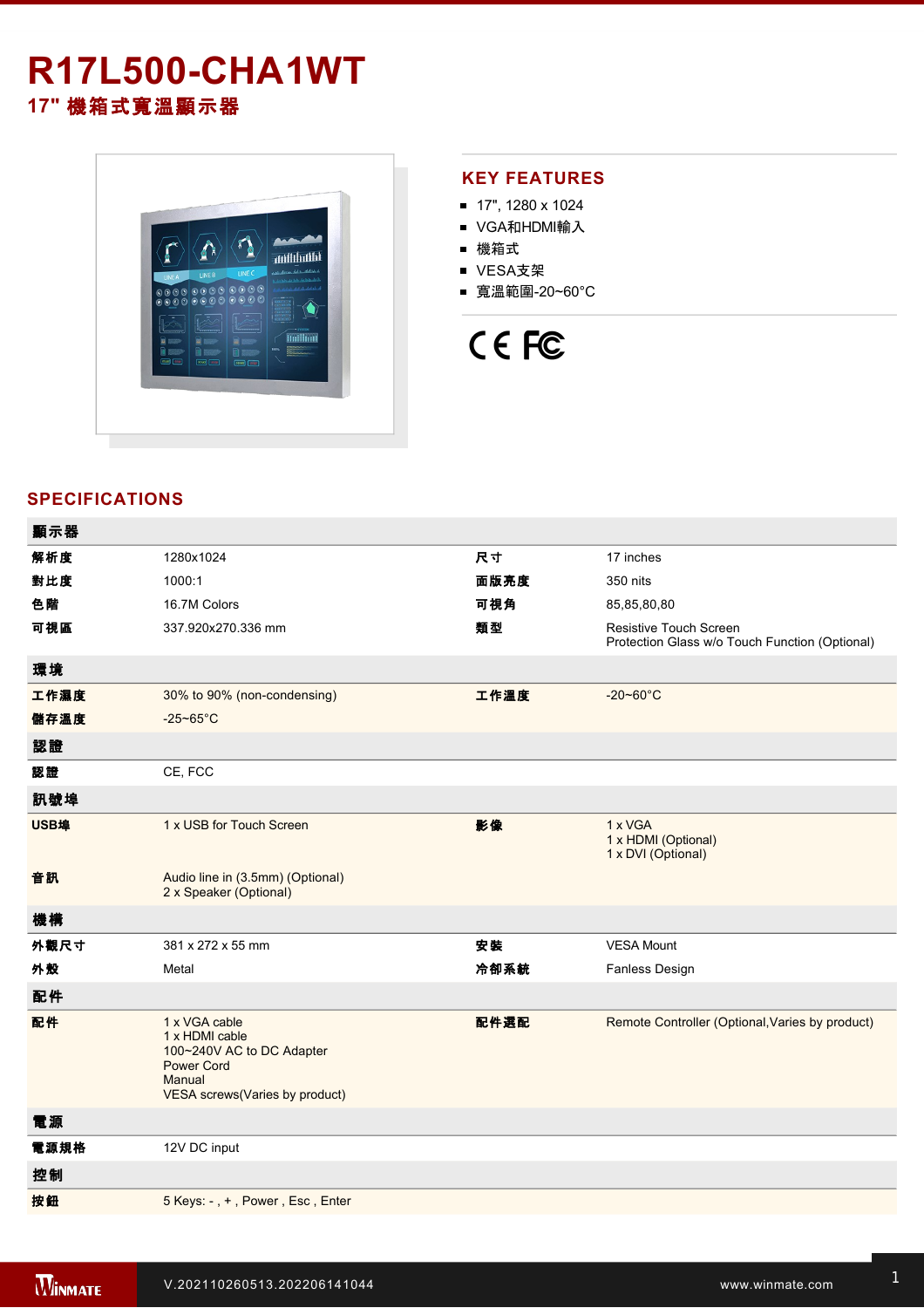# R17L500-CHA1WT

## 17" 機箱式寬溫顯示器

## KEY FEATURES

- 17", 1280 x 1024
- VGA和HDMI輸入
- 機箱式
- VESA支架
- 寬溫範圍-20~60°C

CE FC

## SPECIFICATIONS

| 顯示器 | | | |
|---|---|---|---|
| 解析度 | 1280x1024 | 尺寸 | 17 inches |
| 對比度 | 1000:1 | 面版亮度 | 350 nits |
| 色階 | 16.7M Colors | 可視角 | 85,85,80,80 |
| 可視區 | 337.920x270.336 mm | 類型 | Resistive Touch Screen<br>Protection Glass w/o Touch Function (Optional) |
| **環境** | | | |
| 工作濕度 | 30% to 90% (non-condensing) | 工作溫度 | -20~60°C |
| 儲存溫度 | -25~65°C | | |
| **認證** | | | |
| 認證 | CE, FCC | | |
| **訊號埠** | | | |
| USB埠 | 1 x USB for Touch Screen | 影像 | 1 x VGA<br>1 x HDMI (Optional)<br>1 x DVI (Optional) |
| 音訊 | Audio line in (3.5mm) (Optional)<br>2 x Speaker (Optional) | | |
| **機構** | | | |
| 外觀尺寸 | 381 x 272 x 55 mm | 安裝 | VESA Mount |
| 外殼 | Metal | 冷卻系統 | Fanless Design |
| **配件** | | | |
| 配件 | 1 x VGA cable<br>1 x HDMI cable<br>100~240V AC to DC Adapter<br>Power Cord<br>Manual<br>VESA screws(Varies by product) | 配件選配 | Remote Controller (Optional,Varies by product) |
| **電源** | | | |
| 電源規格 | 12V DC input | | |
| **控制** | | | |
| 按鈕 | 5 Keys: - , + , Power , Esc , Enter | | |

V.202110260513.202206141044

www.winmate.com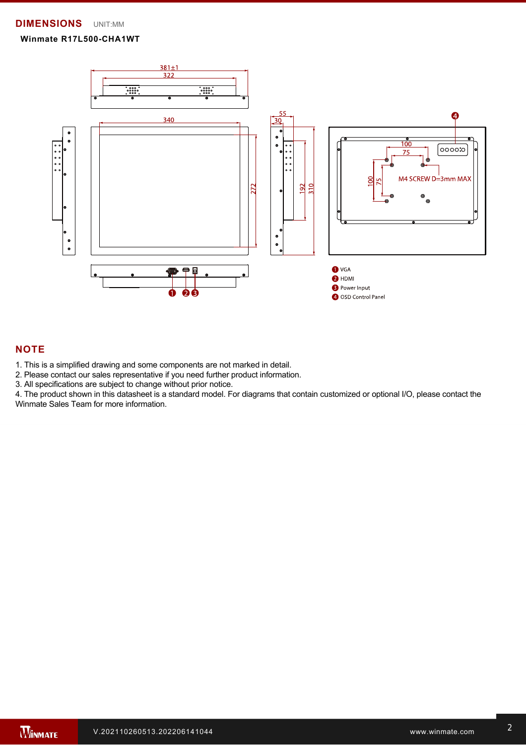## DIMENSIONS UNIT:MM

**Winmate R17L500-CHA1WT**

381±1

322

340

272

55

30

192

310

100

75

100

75

M4 SCREW D=3mm MAX

1 VGA
2 HDMI
3 Power Input
4 OSD Control Panel

## NOTE

1. This is a simplified drawing and some components are not marked in detail.
2. Please contact our sales representative if you need further product information.
3. All specifications are subject to change without prior notice.
4. The product shown in this datasheet is a standard model. For diagrams that contain customized or optional I/O, please contact the Winmate Sales Team for more information.